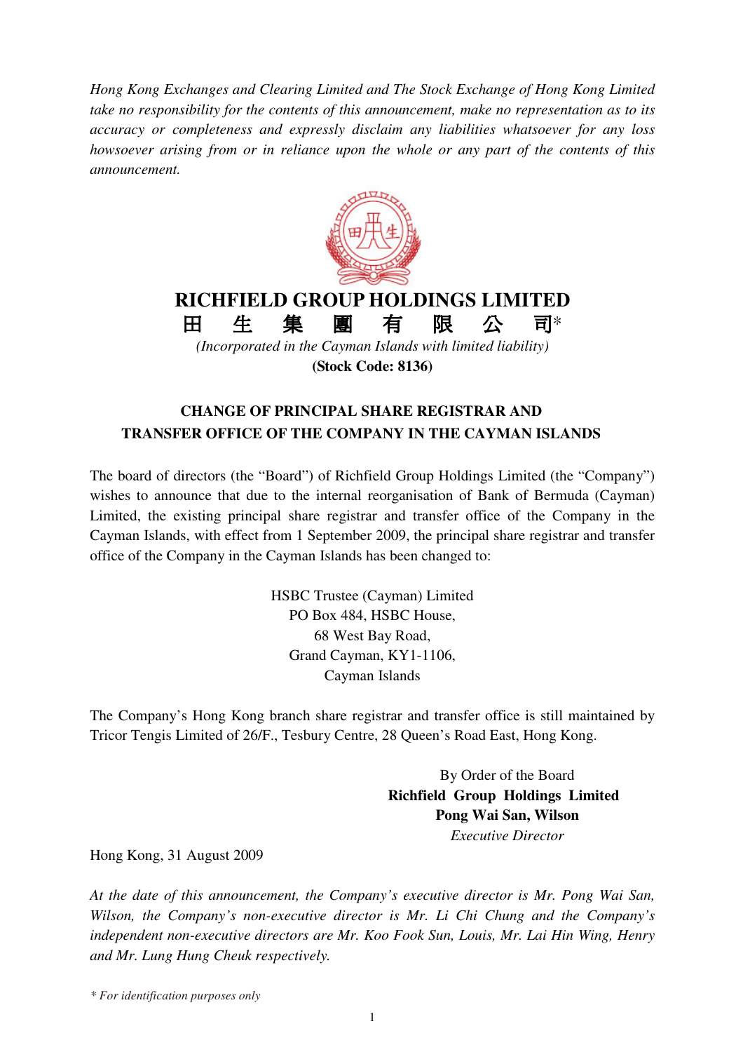*Hong Kong Exchanges and Clearing Limited and The Stock Exchange of Hong Kong Limited take no responsibility for the contents of this announcement, make no representation as to its accuracy or completeness and expressly disclaim any liabilities whatsoever for any loss howsoever arising from or in reliance upon the whole or any part of the contents of this announcement.*

# RICHFIELD GROUP HOLDINGS LIMITED

# 田生集團有限公司*

*(Incorporated in the Cayman Islands with limited liability)*

**(Stock Code: 8136)**

## CHANGE OF PRINCIPAL SHARE REGISTRAR AND TRANSFER OFFICE OF THE COMPANY IN THE CAYMAN ISLANDS

The board of directors (the "Board") of Richfield Group Holdings Limited (the "Company") wishes to announce that due to the internal reorganisation of Bank of Bermuda (Cayman) Limited, the existing principal share registrar and transfer office of the Company in the Cayman Islands, with effect from 1 September 2009, the principal share registrar and transfer office of the Company in the Cayman Islands has been changed to:

HSBC Trustee (Cayman) Limited  
PO Box 484, HSBC House,  
68 West Bay Road,  
Grand Cayman, KY1-1106,  
Cayman Islands

The Company's Hong Kong branch share registrar and transfer office is still maintained by Tricor Tengis Limited of 26/F., Tesbury Centre, 28 Queen's Road East, Hong Kong.

By Order of the Board  
**Richfield Group Holdings Limited**  
**Pong Wai San, Wilson**  
*Executive Director*

Hong Kong, 31 August 2009

*At the date of this announcement, the Company's executive director is Mr. Pong Wai San, Wilson, the Company's non-executive director is Mr. Li Chi Chung and the Company's independent non-executive directors are Mr. Koo Fook Sun, Louis, Mr. Lai Hin Wing, Henry and Mr. Lung Hung Cheuk respectively.*

*\* For identification purposes only*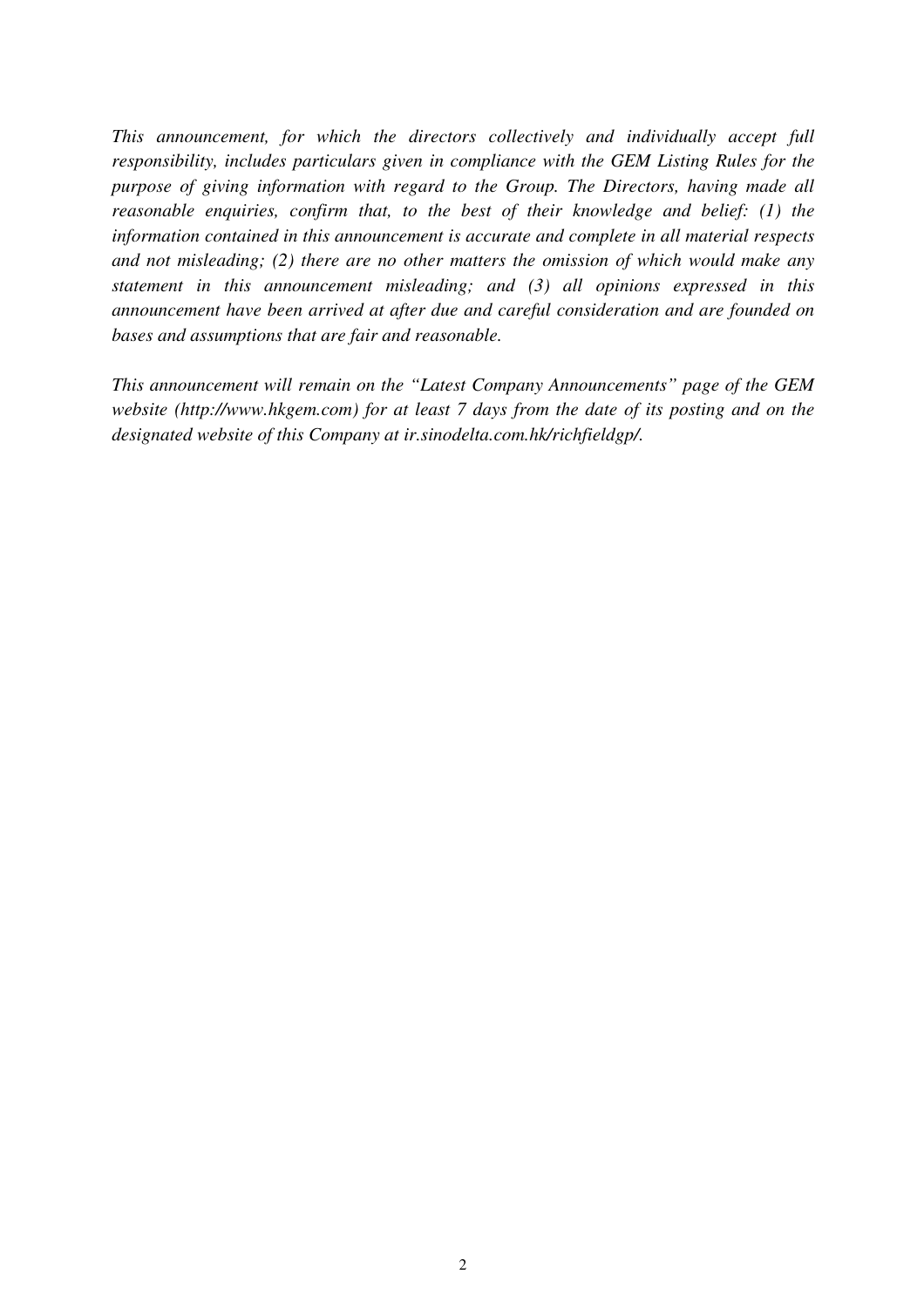*This announcement, for which the directors collectively and individually accept full responsibility, includes particulars given in compliance with the GEM Listing Rules for the purpose of giving information with regard to the Group. The Directors, having made all reasonable enquiries, confirm that, to the best of their knowledge and belief: (1) the information contained in this announcement is accurate and complete in all material respects and not misleading; (2) there are no other matters the omission of which would make any statement in this announcement misleading; and (3) all opinions expressed in this announcement have been arrived at after due and careful consideration and are founded on bases and assumptions that are fair and reasonable.*

*This announcement will remain on the "Latest Company Announcements" page of the GEM website (http://www.hkgem.com) for at least 7 days from the date of its posting and on the designated website of this Company at ir.sinodelta.com.hk/richfieldgp/.*